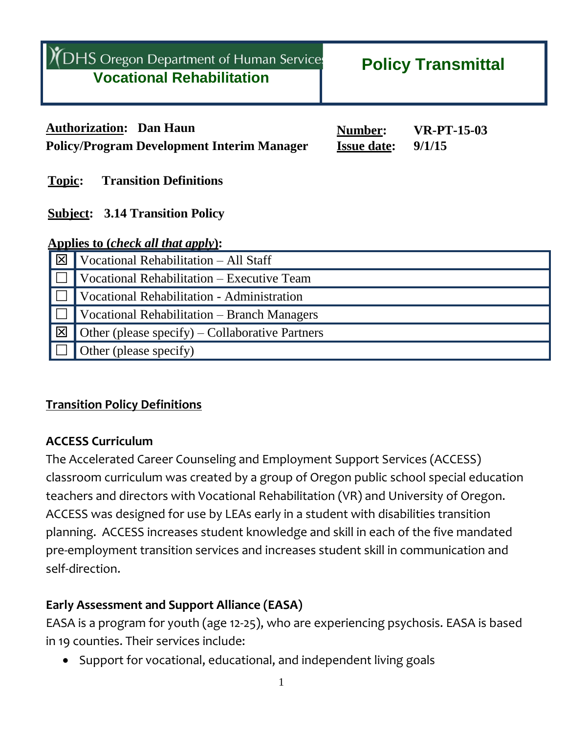| DHS Oregon Department of Human Services<br>**Vocational Rehabilitation** | **Policy Transmittal** |
|---|---|

**Authorization: Dan Haun**
**Policy/Program Development Interim Manager**

**Number:** **VR-PT-15-03**
**Issue date:** **9/1/15**

**Topic:** **Transition Definitions**

**Subject:** **3.14 Transition Policy**

**Applies to (*check all that apply*):**

| | |
|---|---|
| ☒ | Vocational Rehabilitation – All Staff |
| ☐ | Vocational Rehabilitation – Executive Team |
| ☐ | Vocational Rehabilitation - Administration |
| ☐ | Vocational Rehabilitation – Branch Managers |
| ☒ | Other (please specify) – Collaborative Partners |
| ☐ | Other (please specify) |

## Transition Policy Definitions

### ACCESS Curriculum

The Accelerated Career Counseling and Employment Support Services (ACCESS) classroom curriculum was created by a group of Oregon public school special education teachers and directors with Vocational Rehabilitation (VR) and University of Oregon. ACCESS was designed for use by LEAs early in a student with disabilities transition planning. ACCESS increases student knowledge and skill in each of the five mandated pre-employment transition services and increases student skill in communication and self-direction.

### Early Assessment and Support Alliance (EASA)

EASA is a program for youth (age 12-25), who are experiencing psychosis. EASA is based in 19 counties. Their services include:

- Support for vocational, educational, and independent living goals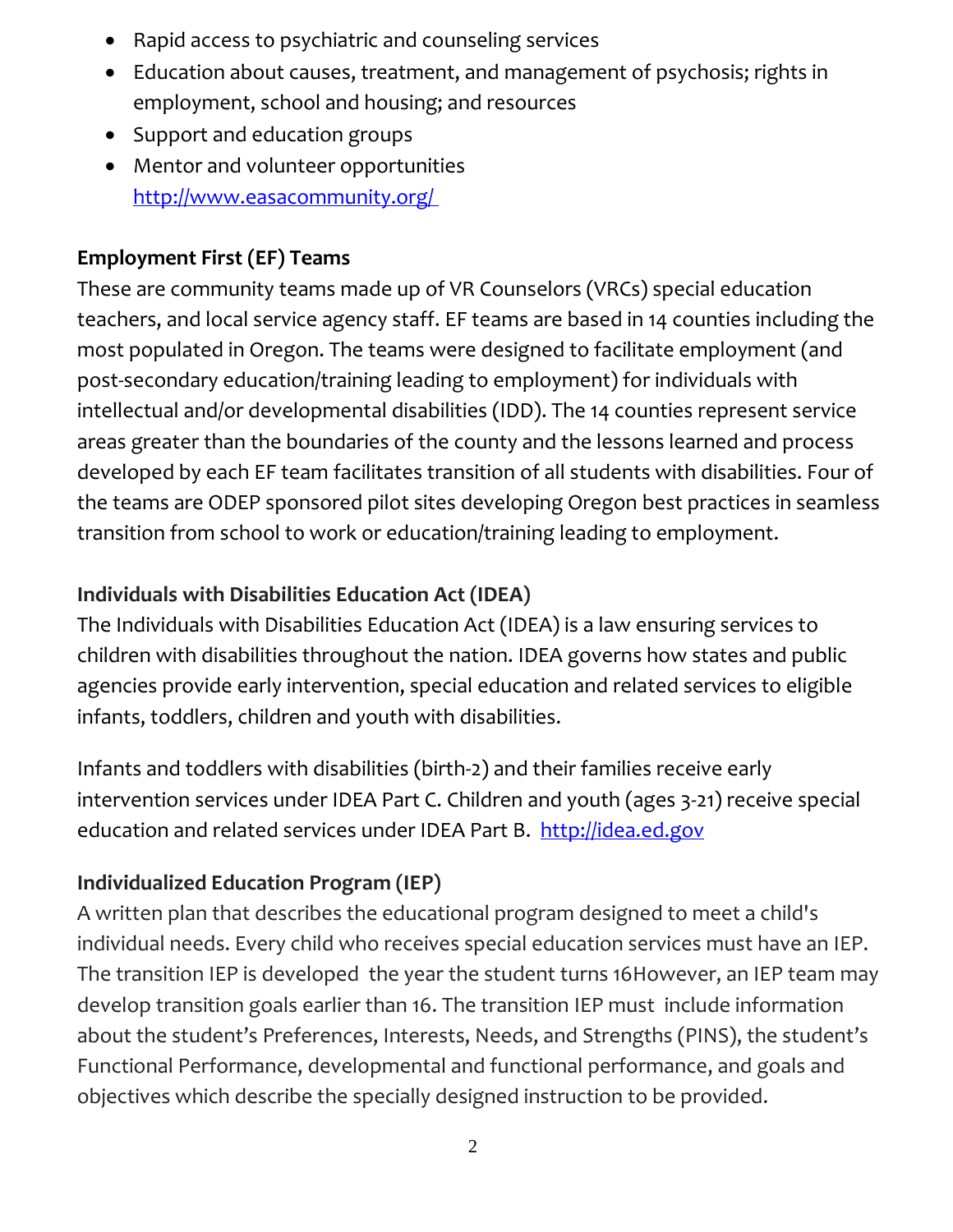- Rapid access to psychiatric and counseling services
- Education about causes, treatment, and management of psychosis; rights in employment, school and housing; and resources
- Support and education groups
- Mentor and volunteer opportunities
  http://www.easacommunity.org/

**Employment First (EF) Teams**

These are community teams made up of VR Counselors (VRCs) special education teachers, and local service agency staff. EF teams are based in 14 counties including the most populated in Oregon. The teams were designed to facilitate employment (and post-secondary education/training leading to employment) for individuals with intellectual and/or developmental disabilities (IDD). The 14 counties represent service areas greater than the boundaries of the county and the lessons learned and process developed by each EF team facilitates transition of all students with disabilities. Four of the teams are ODEP sponsored pilot sites developing Oregon best practices in seamless transition from school to work or education/training leading to employment.

**Individuals with Disabilities Education Act (IDEA)**

The Individuals with Disabilities Education Act (IDEA) is a law ensuring services to children with disabilities throughout the nation. IDEA governs how states and public agencies provide early intervention, special education and related services to eligible infants, toddlers, children and youth with disabilities.

Infants and toddlers with disabilities (birth-2) and their families receive early intervention services under IDEA Part C. Children and youth (ages 3-21) receive special education and related services under IDEA Part B. http://idea.ed.gov

**Individualized Education Program (IEP)**

A written plan that describes the educational program designed to meet a child's individual needs. Every child who receives special education services must have an IEP. The transition IEP is developed the year the student turns 16However, an IEP team may develop transition goals earlier than 16. The transition IEP must include information about the student's Preferences, Interests, Needs, and Strengths (PINS), the student's Functional Performance, developmental and functional performance, and goals and objectives which describe the specially designed instruction to be provided.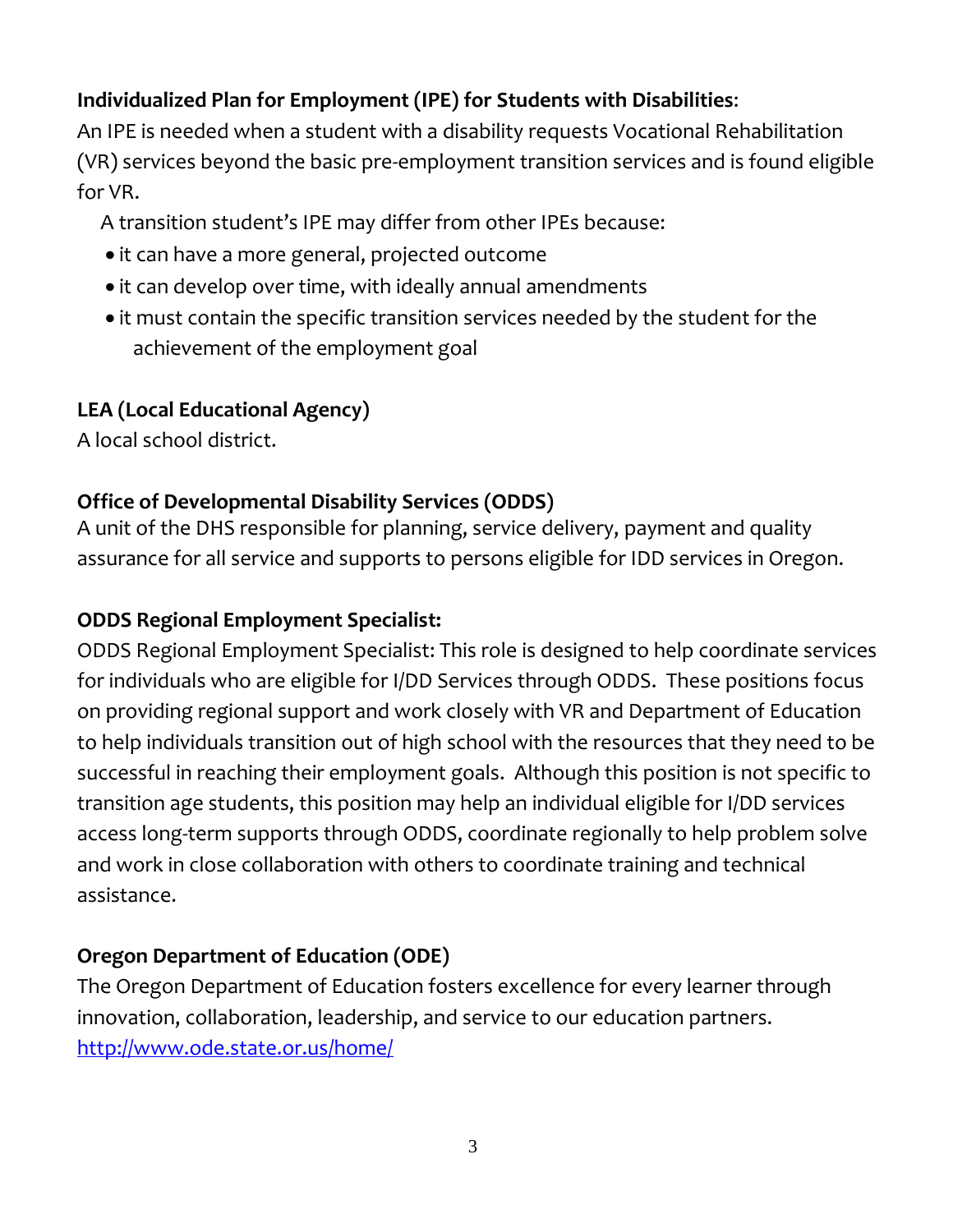**Individualized Plan for Employment (IPE) for Students with Disabilities**:

An IPE is needed when a student with a disability requests Vocational Rehabilitation (VR) services beyond the basic pre-employment transition services and is found eligible for VR.

A transition student's IPE may differ from other IPEs because:

- it can have a more general, projected outcome
- it can develop over time, with ideally annual amendments
- it must contain the specific transition services needed by the student for the achievement of the employment goal

**LEA (Local Educational Agency)**

A local school district.

**Office of Developmental Disability Services (ODDS)**

A unit of the DHS responsible for planning, service delivery, payment and quality assurance for all service and supports to persons eligible for IDD services in Oregon.

**ODDS Regional Employment Specialist:**

ODDS Regional Employment Specialist: This role is designed to help coordinate services for individuals who are eligible for I/DD Services through ODDS. These positions focus on providing regional support and work closely with VR and Department of Education to help individuals transition out of high school with the resources that they need to be successful in reaching their employment goals. Although this position is not specific to transition age students, this position may help an individual eligible for I/DD services access long-term supports through ODDS, coordinate regionally to help problem solve and work in close collaboration with others to coordinate training and technical assistance.

**Oregon Department of Education (ODE)**

The Oregon Department of Education fosters excellence for every learner through innovation, collaboration, leadership, and service to our education partners.
http://www.ode.state.or.us/home/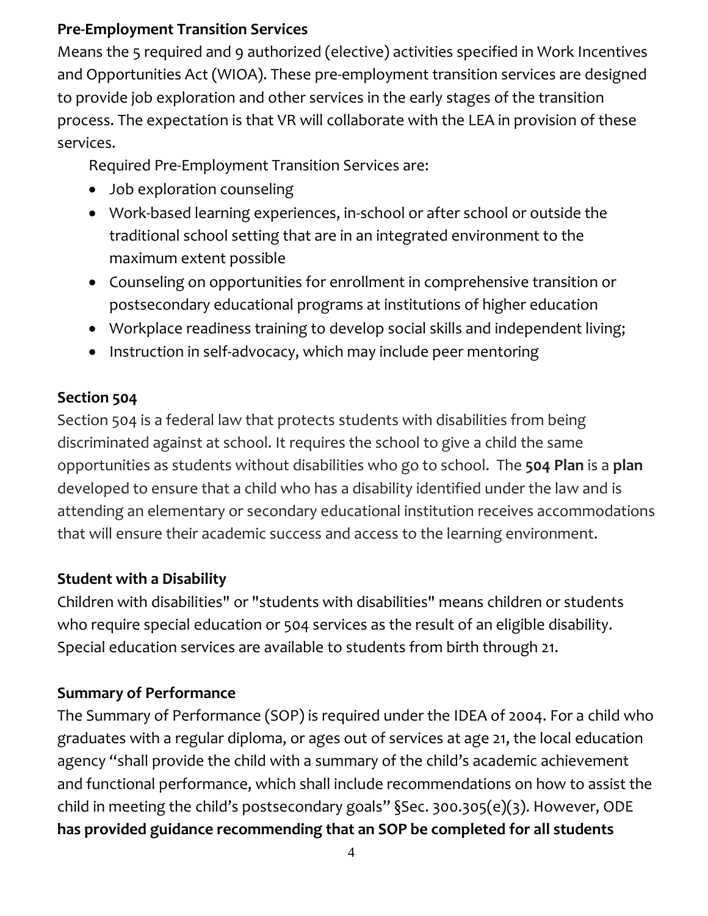**Pre-Employment Transition Services**

Means the 5 required and 9 authorized (elective) activities specified in Work Incentives and Opportunities Act (WIOA). These pre-employment transition services are designed to provide job exploration and other services in the early stages of the transition process. The expectation is that VR will collaborate with the LEA in provision of these services.

Required Pre-Employment Transition Services are:

- Job exploration counseling
- Work-based learning experiences, in-school or after school or outside the traditional school setting that are in an integrated environment to the maximum extent possible
- Counseling on opportunities for enrollment in comprehensive transition or postsecondary educational programs at institutions of higher education
- Workplace readiness training to develop social skills and independent living;
- Instruction in self-advocacy, which may include peer mentoring

**Section 504**

Section 504 is a federal law that protects students with disabilities from being discriminated against at school. It requires the school to give a child the same opportunities as students without disabilities who go to school. The **504 Plan** is a **plan** developed to ensure that a child who has a disability identified under the law and is attending an elementary or secondary educational institution receives accommodations that will ensure their academic success and access to the learning environment.

**Student with a Disability**

Children with disabilities" or "students with disabilities" means children or students who require special education or 504 services as the result of an eligible disability. Special education services are available to students from birth through 21.

**Summary of Performance**

The Summary of Performance (SOP) is required under the IDEA of 2004. For a child who graduates with a regular diploma, or ages out of services at age 21, the local education agency "shall provide the child with a summary of the child's academic achievement and functional performance, which shall include recommendations on how to assist the child in meeting the child's postsecondary goals" §Sec. 300.305(e)(3). However, ODE **has provided guidance recommending that an SOP be completed for all students**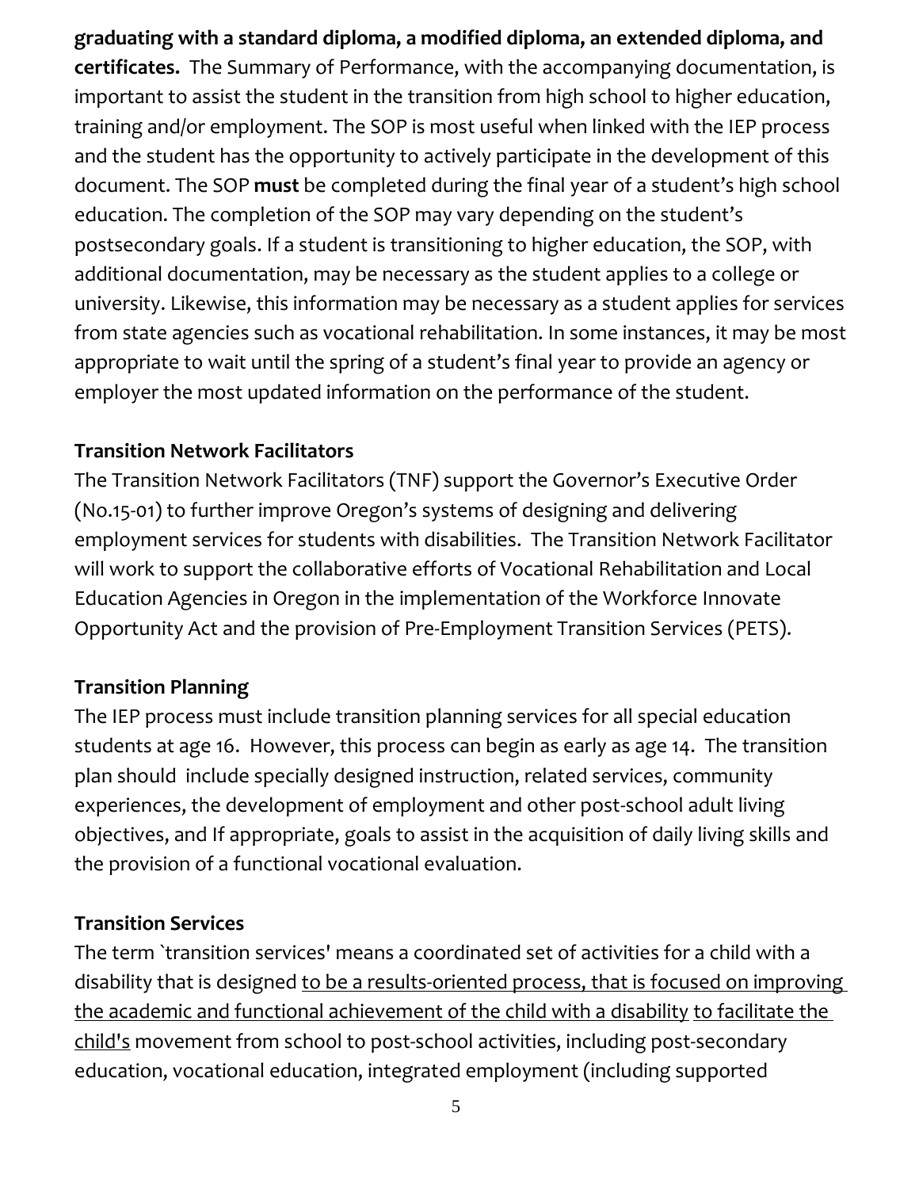**graduating with a standard diploma, a modified diploma, an extended diploma, and certificates.** The Summary of Performance, with the accompanying documentation, is important to assist the student in the transition from high school to higher education, training and/or employment. The SOP is most useful when linked with the IEP process and the student has the opportunity to actively participate in the development of this document. The SOP **must** be completed during the final year of a student's high school education. The completion of the SOP may vary depending on the student's postsecondary goals. If a student is transitioning to higher education, the SOP, with additional documentation, may be necessary as the student applies to a college or university. Likewise, this information may be necessary as a student applies for services from state agencies such as vocational rehabilitation. In some instances, it may be most appropriate to wait until the spring of a student's final year to provide an agency or employer the most updated information on the performance of the student.

**Transition Network Facilitators**

The Transition Network Facilitators (TNF) support the Governor's Executive Order (No.15-01) to further improve Oregon's systems of designing and delivering employment services for students with disabilities. The Transition Network Facilitator will work to support the collaborative efforts of Vocational Rehabilitation and Local Education Agencies in Oregon in the implementation of the Workforce Innovate Opportunity Act and the provision of Pre-Employment Transition Services (PETS).

**Transition Planning**

The IEP process must include transition planning services for all special education students at age 16. However, this process can begin as early as age 14. The transition plan should include specially designed instruction, related services, community experiences, the development of employment and other post-school adult living objectives, and If appropriate, goals to assist in the acquisition of daily living skills and the provision of a functional vocational evaluation.

**Transition Services**

The term `transition services' means a coordinated set of activities for a child with a disability that is designed <u>to be a results-oriented process, that is focused on improving the academic and functional achievement of the child with a disability</u> <u>to facilitate the child's</u> movement from school to post-school activities, including post-secondary education, vocational education, integrated employment (including supported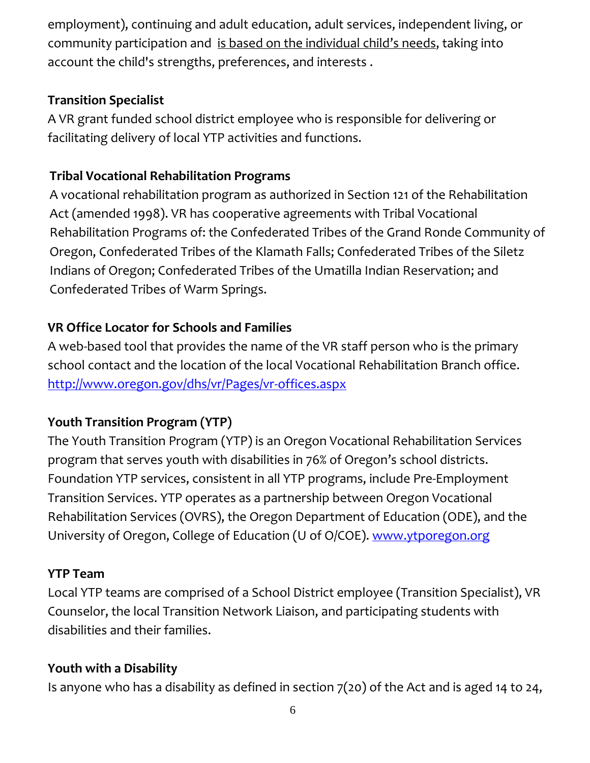employment), continuing and adult education, adult services, independent living, or community participation and <u>is based on the individual child's needs</u>, taking into account the child's strengths, preferences, and interests .

**Transition Specialist**

A VR grant funded school district employee who is responsible for delivering or facilitating delivery of local YTP activities and functions.

**Tribal Vocational Rehabilitation Programs**

A vocational rehabilitation program as authorized in Section 121 of the Rehabilitation Act (amended 1998). VR has cooperative agreements with Tribal Vocational Rehabilitation Programs of: the Confederated Tribes of the Grand Ronde Community of Oregon, Confederated Tribes of the Klamath Falls; Confederated Tribes of the Siletz Indians of Oregon; Confederated Tribes of the Umatilla Indian Reservation; and Confederated Tribes of Warm Springs.

**VR Office Locator for Schools and Families**

A web-based tool that provides the name of the VR staff person who is the primary school contact and the location of the local Vocational Rehabilitation Branch office. [http://www.oregon.gov/dhs/vr/Pages/vr-offices.aspx](http://www.oregon.gov/dhs/vr/Pages/vr-offices.aspx)

**Youth Transition Program (YTP)**

The Youth Transition Program (YTP) is an Oregon Vocational Rehabilitation Services program that serves youth with disabilities in 76% of Oregon's school districts. Foundation YTP services, consistent in all YTP programs, include Pre-Employment Transition Services. YTP operates as a partnership between Oregon Vocational Rehabilitation Services (OVRS), the Oregon Department of Education (ODE), and the University of Oregon, College of Education (U of O/COE). [www.ytporegon.org](http://www.ytporegon.org)

**YTP Team**

Local YTP teams are comprised of a School District employee (Transition Specialist), VR Counselor, the local Transition Network Liaison, and participating students with disabilities and their families.

**Youth with a Disability**

Is anyone who has a disability as defined in section 7(20) of the Act and is aged 14 to 24,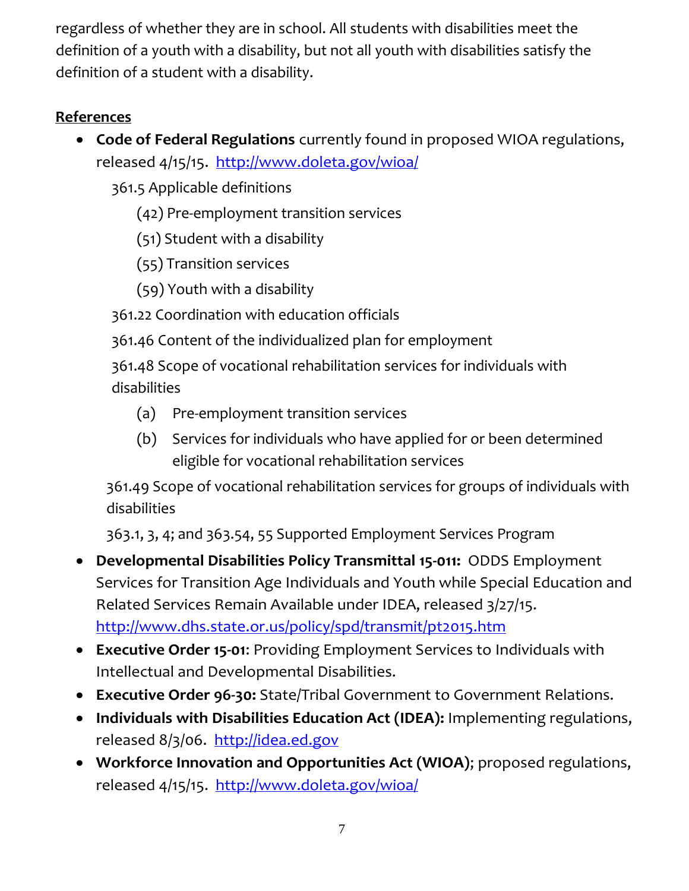regardless of whether they are in school. All students with disabilities meet the definition of a youth with a disability, but not all youth with disabilities satisfy the definition of a student with a disability.

**References**

- **Code of Federal Regulations** currently found in proposed WIOA regulations, released 4/15/15. http://www.doleta.gov/wioa/
  - 361.5 Applicable definitions
    - (42) Pre-employment transition services
    - (51) Student with a disability
    - (55) Transition services
    - (59) Youth with a disability
  - 361.22 Coordination with education officials
  - 361.46 Content of the individualized plan for employment
  - 361.48 Scope of vocational rehabilitation services for individuals with disabilities
    - (a) Pre-employment transition services
    - (b) Services for individuals who have applied for or been determined eligible for vocational rehabilitation services
  - 361.49 Scope of vocational rehabilitation services for groups of individuals with disabilities
  - 363.1, 3, 4; and 363.54, 55 Supported Employment Services Program
- **Developmental Disabilities Policy Transmittal 15-011:** ODDS Employment Services for Transition Age Individuals and Youth while Special Education and Related Services Remain Available under IDEA, released 3/27/15. http://www.dhs.state.or.us/policy/spd/transmit/pt2015.htm
- **Executive Order 15-01**: Providing Employment Services to Individuals with Intellectual and Developmental Disabilities.
- **Executive Order 96-30:** State/Tribal Government to Government Relations.
- **Individuals with Disabilities Education Act (IDEA):** Implementing regulations, released 8/3/06. http://idea.ed.gov
- **Workforce Innovation and Opportunities Act (WIOA)**; proposed regulations, released 4/15/15. http://www.doleta.gov/wioa/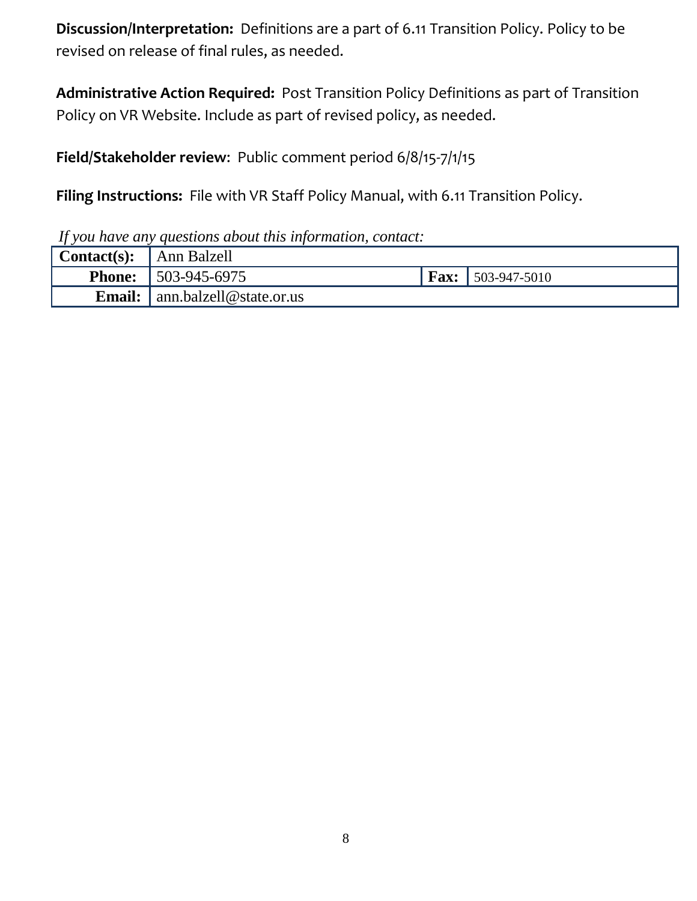**Discussion/Interpretation:** Definitions are a part of 6.11 Transition Policy. Policy to be revised on release of final rules, as needed.

**Administrative Action Required:** Post Transition Policy Definitions as part of Transition Policy on VR Website. Include as part of revised policy, as needed.

**Field/Stakeholder review**: Public comment period 6/8/15-7/1/15

**Filing Instructions:** File with VR Staff Policy Manual, with 6.11 Transition Policy.

*If you have any questions about this information, contact:*

| | | | |
|---|---|---|---|
| **Contact(s):** | Ann Balzell | | |
| **Phone:** | 503-945-6975 | **Fax:** | 503-947-5010 |
| **Email:** | ann.balzell@state.or.us | | |